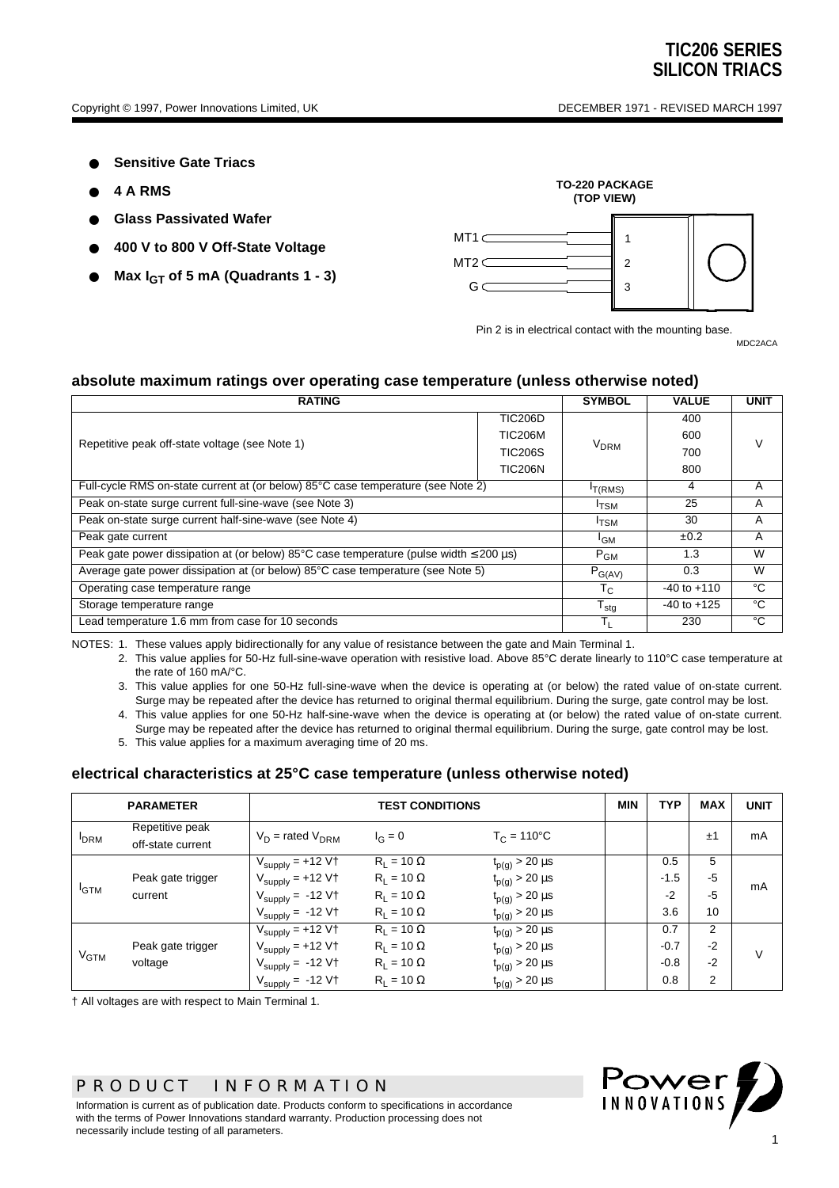# TIC206 SERIES
# SILICON TRIACS

Copyright © 1997, Power Innovations Limited, UK

DECEMBER 1971 - REVISED MARCH 1997

- **Sensitive Gate Triacs**
- **4 A RMS**
- **Glass Passivated Wafer**
- **400 V to 800 V Off-State Voltage**
- **Max $I_{GT}$ of 5 mA (Quadrants 1 - 3)**

**TO-220 PACKAGE (TOP VIEW)**

MT1 — 1
MT2 — 2
G — 3

Pin 2 is in electrical contact with the mounting base.

MDC2ACA

## absolute maximum ratings over operating case temperature (unless otherwise noted)

| RATING | | SYMBOL | VALUE | UNIT |
|---|---|---|---|---|
| Repetitive peak off-state voltage (see Note 1) | TIC206D | $V_{DRM}$ | 400 | V |
| | TIC206M | | 600 | |
| | TIC206S | | 700 | |
| | TIC206N | | 800 | |
| Full-cycle RMS on-state current at (or below) 85°C case temperature (see Note 2) | | $I_{T(RMS)}$ | 4 | A |
| Peak on-state surge current full-sine-wave (see Note 3) | | $I_{TSM}$ | 25 | A |
| Peak on-state surge current half-sine-wave (see Note 4) | | $I_{TSM}$ | 30 | A |
| Peak gate current | | $I_{GM}$ | ±0.2 | A |
| Peak gate power dissipation at (or below) 85°C case temperature (pulse width ≤ 200 µs) | | $P_{GM}$ | 1.3 | W |
| Average gate power dissipation at (or below) 85°C case temperature (see Note 5) | | $P_{G(AV)}$ | 0.3 | W |
| Operating case temperature range | | $T_C$ | -40 to +110 | °C |
| Storage temperature range | | $T_{stg}$ | -40 to +125 | °C |
| Lead temperature 1.6 mm from case for 10 seconds | | $T_L$ | 230 | °C |

NOTES:
1. These values apply bidirectionally for any value of resistance between the gate and Main Terminal 1.
2. This value applies for 50-Hz full-sine-wave operation with resistive load. Above 85°C derate linearly to 110°C case temperature at the rate of 160 mA/°C.
3. This value applies for one 50-Hz full-sine-wave when the device is operating at (or below) the rated value of on-state current. Surge may be repeated after the device has returned to original thermal equilibrium. During the surge, gate control may be lost.
4. This value applies for one 50-Hz half-sine-wave when the device is operating at (or below) the rated value of on-state current. Surge may be repeated after the device has returned to original thermal equilibrium. During the surge, gate control may be lost.
5. This value applies for a maximum averaging time of 20 ms.

## electrical characteristics at 25°C case temperature (unless otherwise noted)

| PARAMETER | | TEST CONDITIONS | | | MIN | TYP | MAX | UNIT |
|---|---|---|---|---|---|---|---|---|
| $I_{DRM}$ | Repetitive peak off-state current | $V_D$ = rated $V_{DRM}$ | $I_G = 0$ | $T_C = 110°C$ | | | ±1 | mA |
| $I_{GTM}$ | Peak gate trigger current | $V_{supply}$ = +12 V† | $R_L = 10\ \Omega$ | $t_{p(g)} > 20$ µs | | 0.5 | 5 | mA |
| | | $V_{supply}$ = +12 V† | $R_L = 10\ \Omega$ | $t_{p(g)} > 20$ µs | | -1.5 | -5 | |
| | | $V_{supply}$ = -12 V† | $R_L = 10\ \Omega$ | $t_{p(g)} > 20$ µs | | -2 | -5 | |
| | | $V_{supply}$ = -12 V† | $R_L = 10\ \Omega$ | $t_{p(g)} > 20$ µs | | 3.6 | 10 | |
| $V_{GTM}$ | Peak gate trigger voltage | $V_{supply}$ = +12 V† | $R_L = 10\ \Omega$ | $t_{p(g)} > 20$ µs | | 0.7 | 2 | V |
| | | $V_{supply}$ = +12 V† | $R_L = 10\ \Omega$ | $t_{p(g)} > 20$ µs | | -0.7 | -2 | |
| | | $V_{supply}$ = -12 V† | $R_L = 10\ \Omega$ | $t_{p(g)} > 20$ µs | | -0.8 | -2 | |
| | | $V_{supply}$ = -12 V† | $R_L = 10\ \Omega$ | $t_{p(g)} > 20$ µs | | 0.8 | 2 | |

† All voltages are with respect to Main Terminal 1.

PRODUCT INFORMATION

Information is current as of publication date. Products conform to specifications in accordance with the terms of Power Innovations standard warranty. Production processing does not necessarily include testing of all parameters.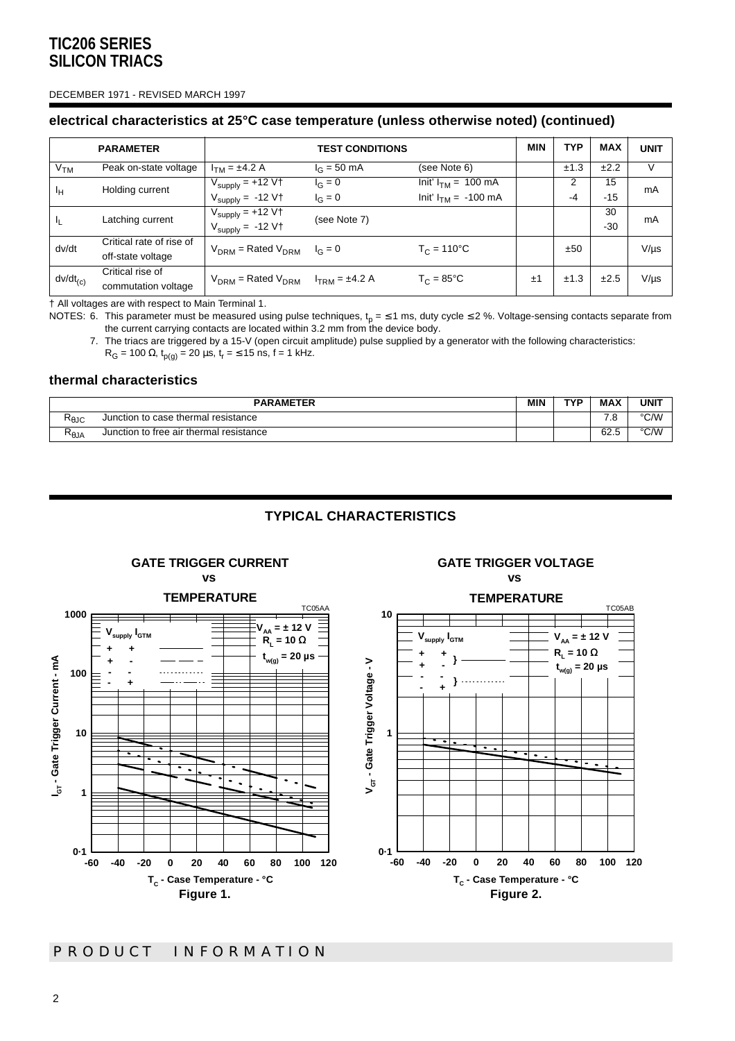# TIC206 SERIES SILICON TRIACS

DECEMBER 1971 - REVISED MARCH 1997

## electrical characteristics at 25°C case temperature (unless otherwise noted) (continued)

| PARAMETER | | TEST CONDITIONS | | | MIN | TYP | MAX | UNIT |
|---|---|---|---|---|---|---|---|---|
| $V_{TM}$ | Peak on-state voltage | $I_{TM}$ = ±4.2 A | $I_G$ = 50 mA | (see Note 6) | | ±1.3 | ±2.2 | V |
| $I_H$ | Holding current | $V_{supply}$ = +12 V† <br> $V_{supply}$ = -12 V† | $I_G$ = 0 <br> $I_G$ = 0 | Init' $I_{TM}$ = 100 mA <br> Init' $I_{TM}$ = -100 mA | | 2 <br> -4 | 15 <br> -15 | mA |
| $I_L$ | Latching current | $V_{supply}$ = +12 V† <br> $V_{supply}$ = -12 V† | (see Note 7) | | | | 30 <br> -30 | mA |
| dv/dt | Critical rate of rise of off-state voltage | $V_{DRM}$ = Rated $V_{DRM}$ | $I_G$ = 0 | $T_C$ = 110°C | | ±50 | | V/µs |
| $dv/dt_{(c)}$ | Critical rise of commutation voltage | $V_{DRM}$ = Rated $V_{DRM}$ | $I_{TRM}$ = ±4.2 A | $T_C$ = 85°C | ±1 | ±1.3 | ±2.5 | V/µs |

† All voltages are with respect to Main Terminal 1.

NOTES: 6. This parameter must be measured using pulse techniques, $t_p$ = ≤ 1 ms, duty cycle ≤ 2 %. Voltage-sensing contacts separate from the current carrying contacts are located within 3.2 mm from the device body.

7. The triacs are triggered by a 15-V (open circuit amplitude) pulse supplied by a generator with the following characteristics: $R_G$ = 100 Ω, $t_{p(g)}$ = 20 µs, $t_r$ = ≤ 15 ns, f = 1 kHz.

## thermal characteristics

| PARAMETER | | MIN | TYP | MAX | UNIT |
|---|---|---|---|---|---|
| $R_{\theta JC}$ | Junction to case thermal resistance | | | 7.8 | °C/W |
| $R_{\theta JA}$ | Junction to free air thermal resistance | | | 62.5 | °C/W |

## TYPICAL CHARACTERISTICS

**GATE TRIGGER CURRENT vs TEMPERATURE** (TC05AA)

$V_{AA}$ = ± 12 V, $R_L$ = 10 Ω, $t_{w(g)}$ = 20 µs

Figure 1.

**GATE TRIGGER VOLTAGE vs TEMPERATURE** (TC05AB)

$V_{AA}$ = ± 12 V, $R_L$ = 10 Ω, $t_{w(g)}$ = 20 µs

Figure 2.

PRODUCT INFORMATION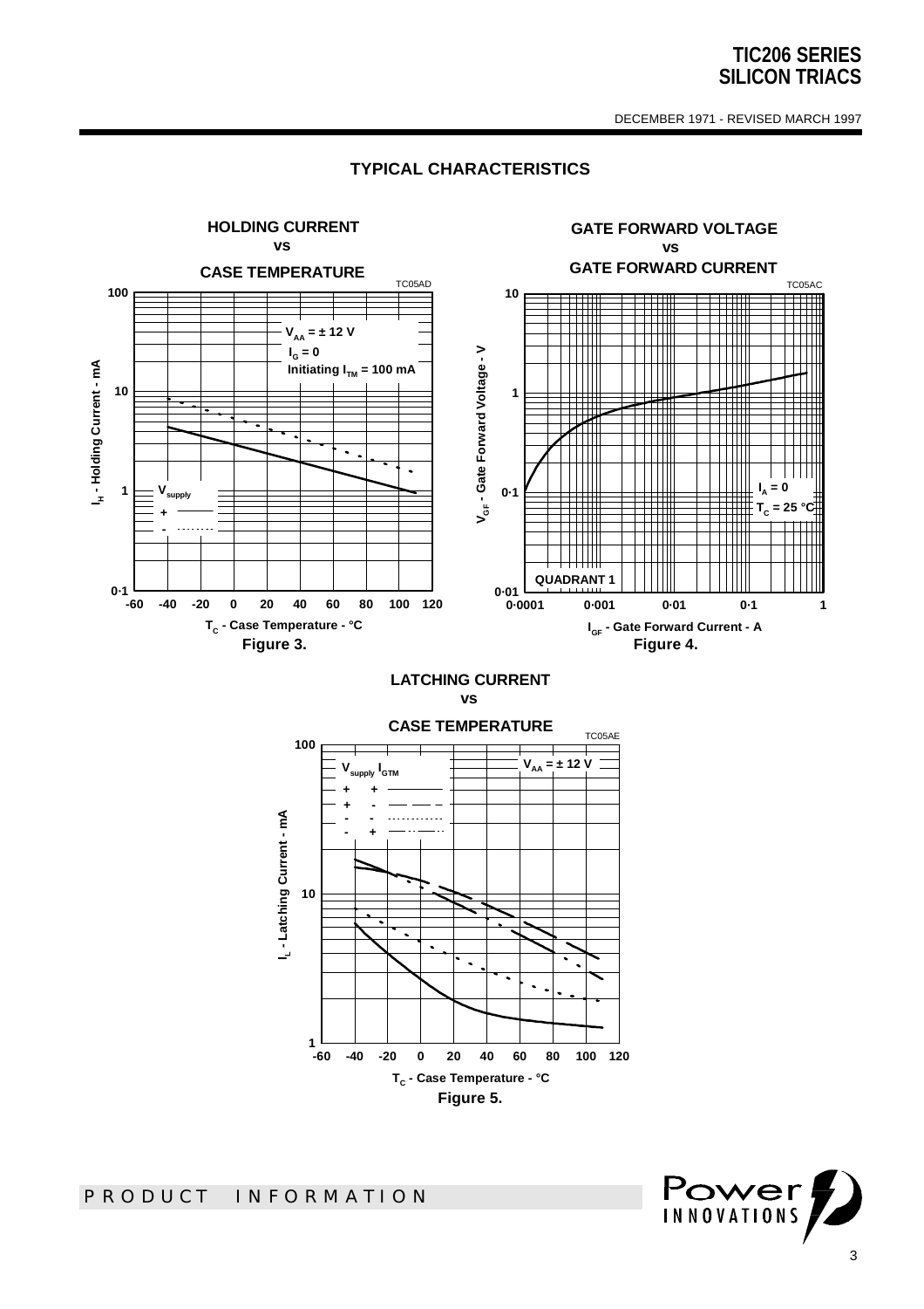## TYPICAL CHARACTERISTICS

**HOLDING CURRENT vs CASE TEMPERATURE**

TC05AD

$V_{AA}$ = ± 12 V
$I_G$ = 0
Initiating $I_{TM}$ = 100 mA

$V_{supply}$
\+ ———
\- ·········

$I_H$ - Holding Current - mA

$T_C$ - Case Temperature - °C

**Figure 3.**

**GATE FORWARD VOLTAGE vs GATE FORWARD CURRENT**

TC05AC

$I_A$ = 0
$T_C$ = 25 °C

QUADRANT 1

$V_{GF}$ - Gate Forward Voltage - V

$I_{GF}$ - Gate Forward Current - A

**Figure 4.**

**LATCHING CURRENT vs CASE TEMPERATURE**

TC05AE

$V_{AA}$ = ± 12 V

| $V_{supply}$ | $I_{GTM}$ | |
|---|---|---|
| + | + | ———— |
| + | - | — — — |
| - | - | ·········· |
| - | + | —··—··— |

$I_L$ - Latching Current - mA

$T_C$ - Case Temperature - °C

**Figure 5.**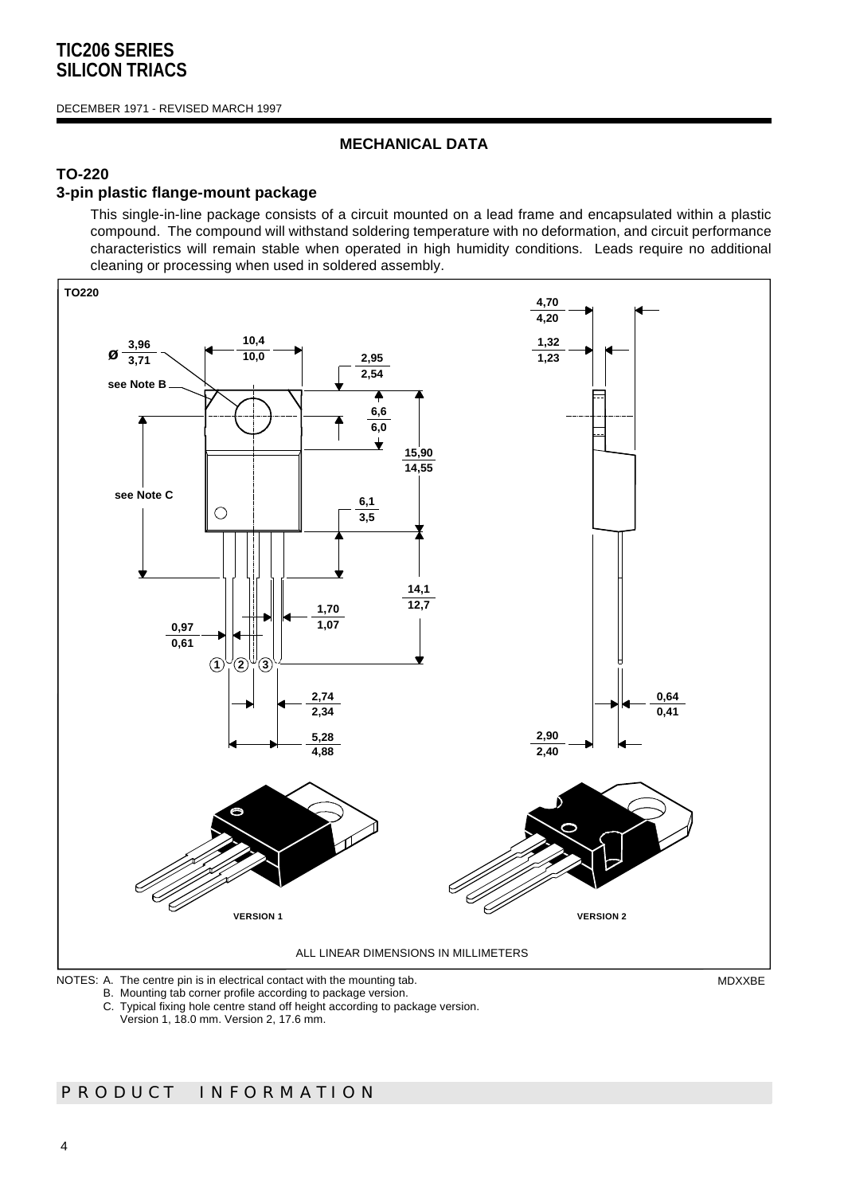## MECHANICAL DATA

### TO-220

### 3-pin plastic flange-mount package

This single-in-line package consists of a circuit mounted on a lead frame and encapsulated within a plastic compound. The compound will withstand soldering temperature with no deformation, and circuit performance characteristics will remain stable when operated in high humidity conditions. Leads require no additional cleaning or processing when used in soldered assembly.

TO220

ALL LINEAR DIMENSIONS IN MILLIMETERS

NOTES: A. The centre pin is in electrical contact with the mounting tab.
B. Mounting tab corner profile according to package version.
C. Typical fixing hole centre stand off height according to package version.
Version 1, 18.0 mm. Version 2, 17.6 mm.

MDXXBE

PRODUCT INFORMATION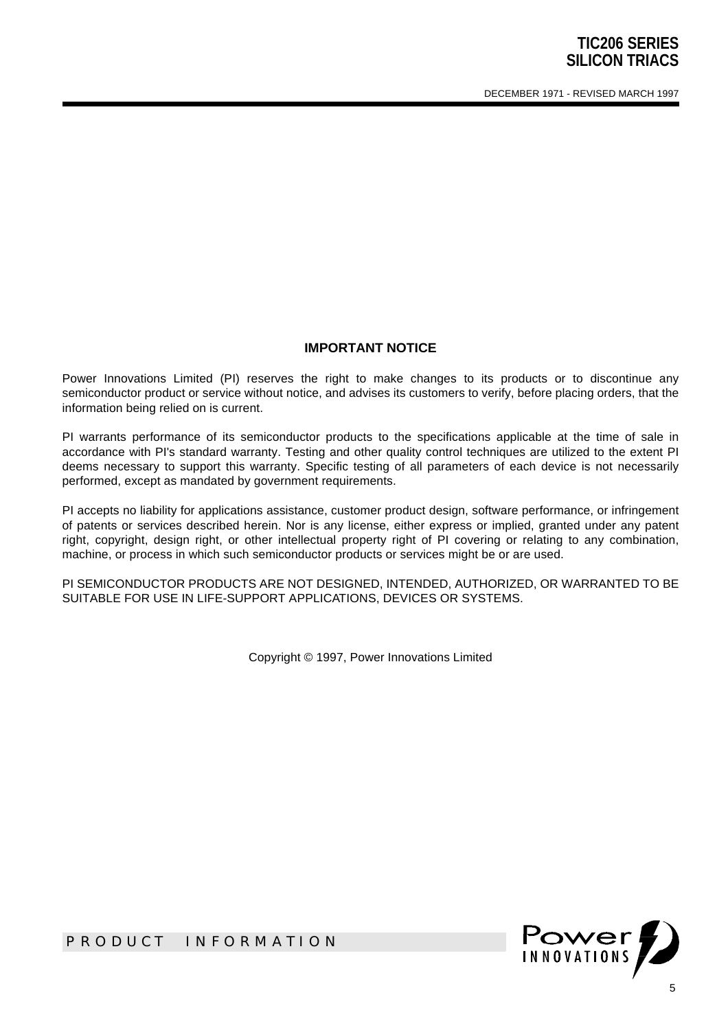## IMPORTANT NOTICE

Power Innovations Limited (PI) reserves the right to make changes to its products or to discontinue any semiconductor product or service without notice, and advises its customers to verify, before placing orders, that the information being relied on is current.

PI warrants performance of its semiconductor products to the specifications applicable at the time of sale in accordance with PI's standard warranty. Testing and other quality control techniques are utilized to the extent PI deems necessary to support this warranty. Specific testing of all parameters of each device is not necessarily performed, except as mandated by government requirements.

PI accepts no liability for applications assistance, customer product design, software performance, or infringement of patents or services described herein. Nor is any license, either express or implied, granted under any patent right, copyright, design right, or other intellectual property right of PI covering or relating to any combination, machine, or process in which such semiconductor products or services might be or are used.

PI SEMICONDUCTOR PRODUCTS ARE NOT DESIGNED, INTENDED, AUTHORIZED, OR WARRANTED TO BE SUITABLE FOR USE IN LIFE-SUPPORT APPLICATIONS, DEVICES OR SYSTEMS.

Copyright © 1997, Power Innovations Limited